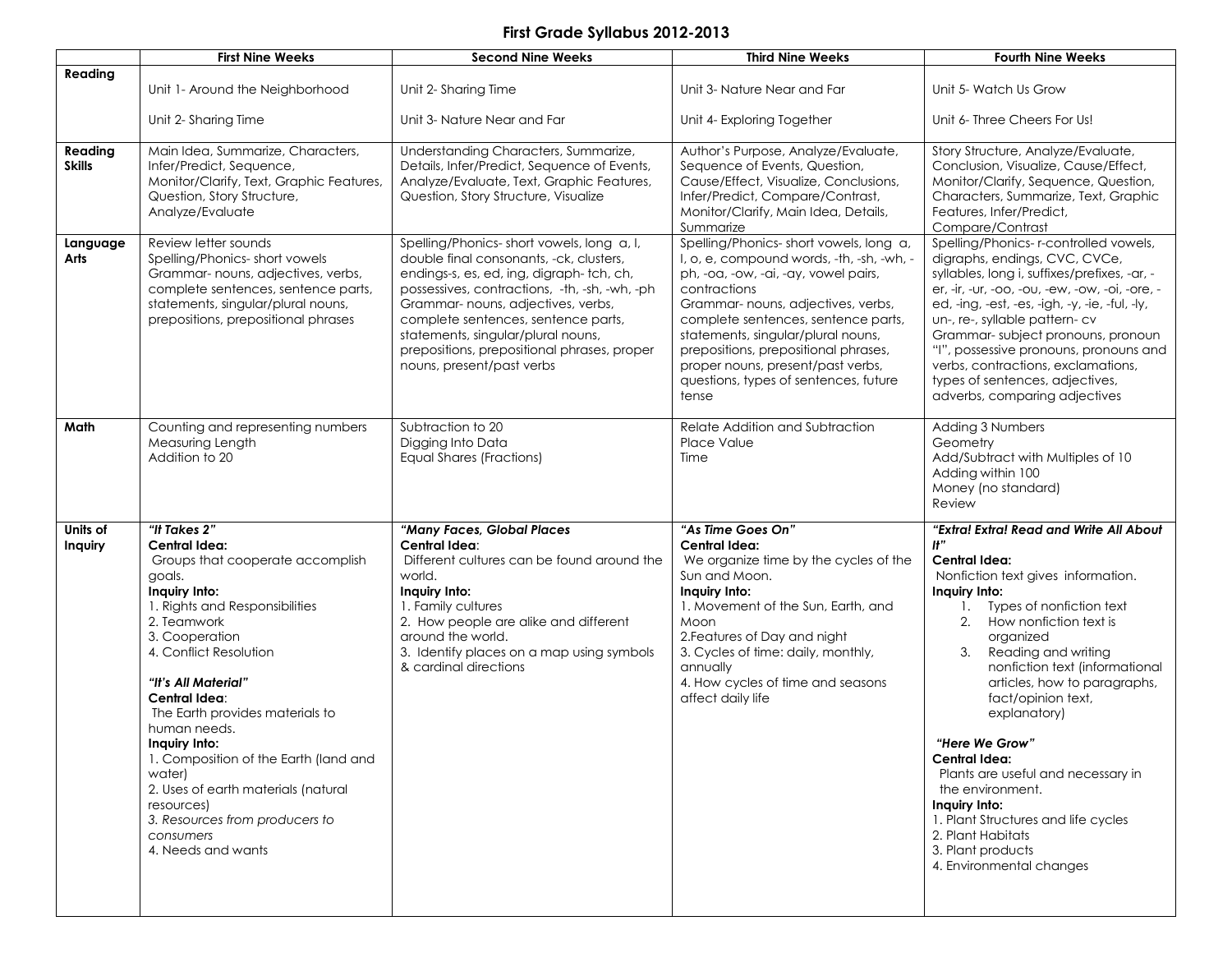# First Grade Syllabus 2012-2013

| | First Nine Weeks | Second Nine Weeks | Third Nine Weeks | Fourth Nine Weeks |
|---|---|---|---|---|
| **Reading** | Unit 1- Around the Neighborhood<br><br>Unit 2- Sharing Time | Unit 2- Sharing Time<br><br>Unit 3- Nature Near and Far | Unit 3- Nature Near and Far<br><br>Unit 4- Exploring Together | Unit 5- Watch Us Grow<br><br>Unit 6- Three Cheers For Us! |
| **Reading Skills** | Main Idea, Summarize, Characters, Infer/Predict, Sequence, Monitor/Clarify, Text, Graphic Features, Question, Story Structure, Analyze/Evaluate | Understanding Characters, Summarize, Details, Infer/Predict, Sequence of Events, Analyze/Evaluate, Text, Graphic Features, Question, Story Structure, Visualize | Author's Purpose, Analyze/Evaluate, Sequence of Events, Question, Cause/Effect, Visualize, Conclusions, Infer/Predict, Compare/Contrast, Monitor/Clarify, Main Idea, Details, Summarize | Story Structure, Analyze/Evaluate, Conclusion, Visualize, Cause/Effect, Monitor/Clarify, Sequence, Question, Characters, Summarize, Text, Graphic Features, Infer/Predict, Compare/Contrast |
| **Language Arts** | Review letter sounds<br>Spelling/Phonics- short vowels<br>Grammar- nouns, adjectives, verbs, complete sentences, sentence parts, statements, singular/plural nouns, prepositions, prepositional phrases | Spelling/Phonics- short vowels, long a, I, double final consonants, -ck, clusters, endings-s, es, ed, ing, digraph- tch, ch, possessives, contractions, -th, -sh, -wh, -ph<br>Grammar- nouns, adjectives, verbs, complete sentences, sentence parts, statements, singular/plural nouns, prepositions, prepositional phrases, proper nouns, present/past verbs | Spelling/Phonics- short vowels, long a, I, o, e, compound words, -th, -sh, -wh, -ph, -oa, -ow, -ai, -ay, vowel pairs, contractions<br>Grammar- nouns, adjectives, verbs, complete sentences, sentence parts, statements, singular/plural nouns, prepositions, prepositional phrases, proper nouns, present/past verbs, questions, types of sentences, future tense | Spelling/Phonics- r-controlled vowels, digraphs, endings, CVC, CVCe, syllables, long i, suffixes/prefixes, -ar, -er, -ir, -ur, -oo, -ou, -ew, -ow, -oi, -ore, -ed, -ing, -est, -es, -igh, -y, -ie, -ful, -ly, un-, re-, syllable pattern- cv<br>Grammar- subject pronouns, pronoun "I", possessive pronouns, pronouns and verbs, contractions, exclamations, types of sentences, adjectives, adverbs, comparing adjectives |
| **Math** | Counting and representing numbers<br>Measuring Length<br>Addition to 20 | Subtraction to 20<br>Digging Into Data<br>Equal Shares (Fractions) | Relate Addition and Subtraction<br>Place Value<br>Time | Adding 3 Numbers<br>Geometry<br>Add/Subtract with Multiples of 10<br>Adding within 100<br>Money (no standard)<br>Review |
| **Units of Inquiry** | ***"It Takes 2"***<br>**Central Idea:**<br>Groups that cooperate accomplish goals.<br>**Inquiry Into:**<br>1. Rights and Responsibilities<br>2. Teamwork<br>3. Cooperation<br>4. Conflict Resolution<br><br>***"It's All Material"***<br>**Central Idea**:<br>The Earth provides materials to human needs.<br>**Inquiry Into:**<br>1. Composition of the Earth (land and water)<br>2. Uses of earth materials (natural resources)<br>*3. Resources from producers to consumers*<br>4. Needs and wants | ***"Many Faces, Global Places***<br>**Central Idea**:<br>Different cultures can be found around the world.<br>**Inquiry Into:**<br>1. Family cultures<br>2. How people are alike and different around the world.<br>3. Identify places on a map using symbols & cardinal directions | ***"As Time Goes On"***<br>**Central Idea:**<br>We organize time by the cycles of the Sun and Moon.<br>**Inquiry Into:**<br>1. Movement of the Sun, Earth, and Moon<br>2. Features of Day and night<br>3. Cycles of time: daily, monthly, annually<br>4. How cycles of time and seasons affect daily life | ***"Extra! Extra! Read and Write All About It"***<br>**Central Idea:**<br>Nonfiction text gives information.<br>**Inquiry Into:**<br>1. Types of nonfiction text<br>2. How nonfiction text is organized<br>3. Reading and writing nonfiction text (informational articles, how to paragraphs, fact/opinion text, explanatory)<br><br>***"Here We Grow"***<br>**Central Idea:**<br>Plants are useful and necessary in the environment.<br>**Inquiry Into:**<br>1. Plant Structures and life cycles<br>2. Plant Habitats<br>3. Plant products<br>4. Environmental changes |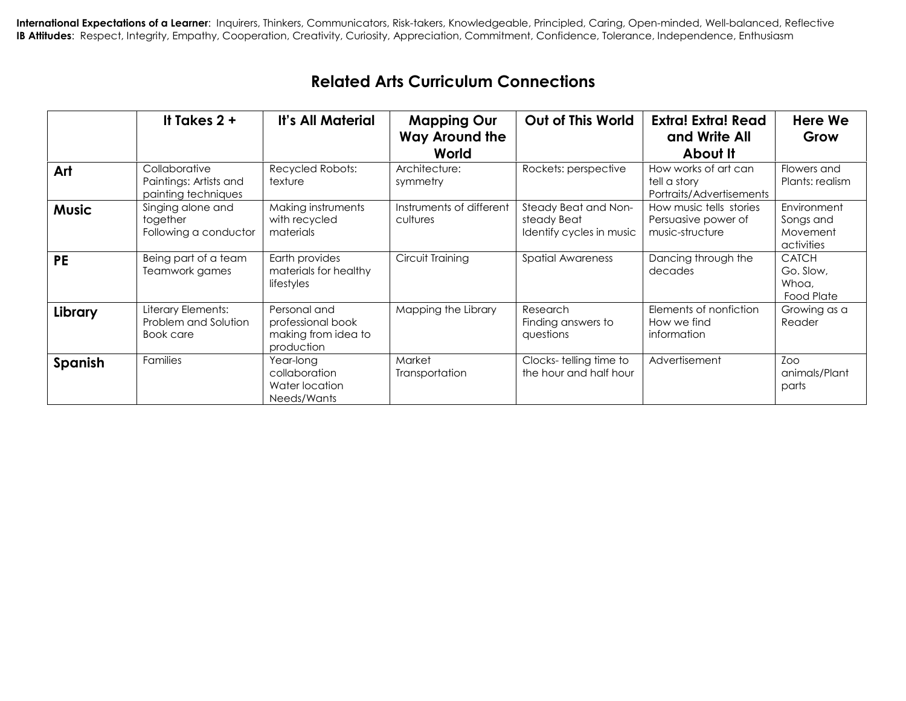**International Expectations of a Learner**: Inquirers, Thinkers, Communicators, Risk-takers, Knowledgeable, Principled, Caring, Open-minded, Well-balanced, Reflective
**IB Attitudes**: Respect, Integrity, Empathy, Cooperation, Creativity, Curiosity, Appreciation, Commitment, Confidence, Tolerance, Independence, Enthusiasm

# Related Arts Curriculum Connections

| | It Takes 2 + | It's All Material | Mapping Our Way Around the World | Out of This World | Extra! Extra! Read and Write All About It | Here We Grow |
|---|---|---|---|---|---|---|
| **Art** | Collaborative Paintings: Artists and painting techniques | Recycled Robots: texture | Architecture: symmetry | Rockets: perspective | How works of art can tell a story Portraits/Advertisements | Flowers and Plants: realism |
| **Music** | Singing alone and together Following a conductor | Making instruments with recycled materials | Instruments of different cultures | Steady Beat and Non-steady Beat Identify cycles in music | How music tells stories Persuasive power of music-structure | Environment Songs and Movement activities |
| **PE** | Being part of a team Teamwork games | Earth provides materials for healthy lifestyles | Circuit Training | Spatial Awareness | Dancing through the decades | CATCH Go. Slow, Whoa, Food Plate |
| **Library** | Literary Elements: Problem and Solution Book care | Personal and professional book making from idea to production | Mapping the Library | Research Finding answers to questions | Elements of nonfiction How we find information | Growing as a Reader |
| **Spanish** | Families | Year-long collaboration Water location Needs/Wants | Market Transportation | Clocks- telling time to the hour and half hour | Advertisement | Zoo animals/Plant parts |